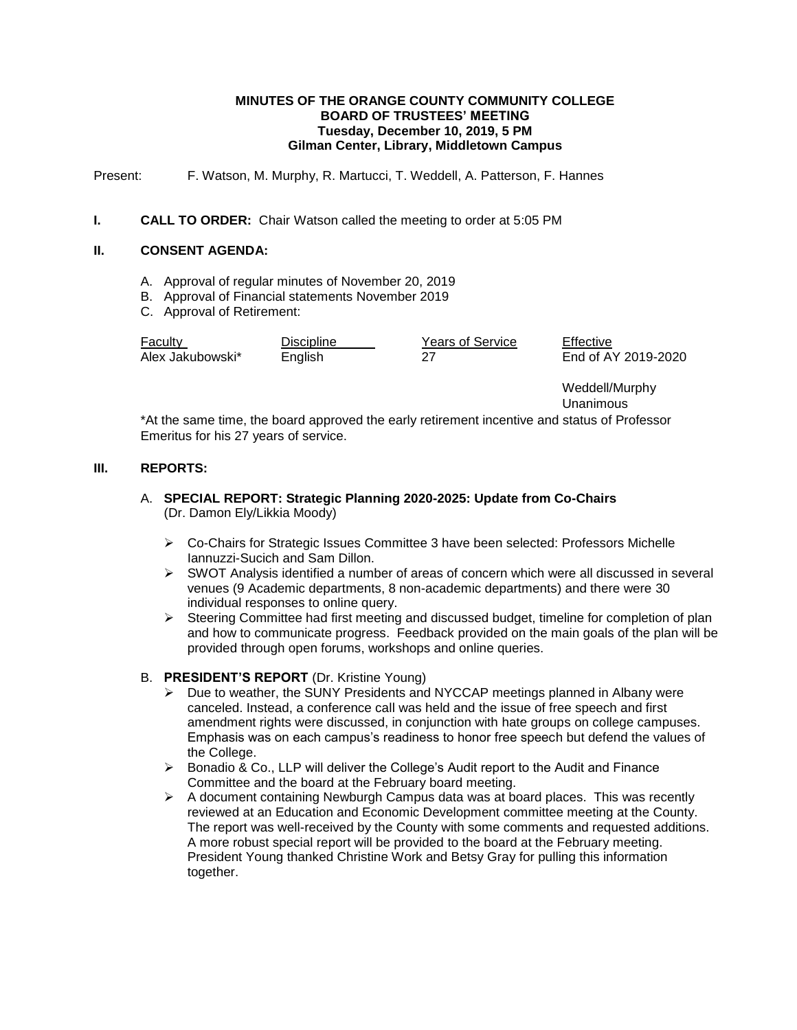**MINUTES OF THE ORANGE COUNTY COMMUNITY COLLEGE**
**BOARD OF TRUSTEES' MEETING**
**Tuesday, December 10, 2019, 5 PM**
**Gilman Center, Library, Middletown Campus**

Present: F. Watson, M. Murphy, R. Martucci, T. Weddell, A. Patterson, F. Hannes

## I. CALL TO ORDER:

Chair Watson called the meeting to order at 5:05 PM

## II. CONSENT AGENDA:

A. Approval of regular minutes of November 20, 2019
B. Approval of Financial statements November 2019
C. Approval of Retirement:

| Faculty | Discipline | Years of Service | Effective |
|---|---|---|---|
| Alex Jakubowski* | English | 27 | End of AY 2019-2020 |

Weddell/Murphy
Unanimous

*At the same time, the board approved the early retirement incentive and status of Professor Emeritus for his 27 years of service.

## III. REPORTS:

### A. SPECIAL REPORT: Strategic Planning 2020-2025: Update from Co-Chairs

(Dr. Damon Ely/Likkia Moody)

- Co-Chairs for Strategic Issues Committee 3 have been selected: Professors Michelle Iannuzzi-Sucich and Sam Dillon.
- SWOT Analysis identified a number of areas of concern which were all discussed in several venues (9 Academic departments, 8 non-academic departments) and there were 30 individual responses to online query.
- Steering Committee had first meeting and discussed budget, timeline for completion of plan and how to communicate progress. Feedback provided on the main goals of the plan will be provided through open forums, workshops and online queries.

### B. PRESIDENT'S REPORT (Dr. Kristine Young)

- Due to weather, the SUNY Presidents and NYCCAP meetings planned in Albany were canceled. Instead, a conference call was held and the issue of free speech and first amendment rights were discussed, in conjunction with hate groups on college campuses. Emphasis was on each campus's readiness to honor free speech but defend the values of the College.
- Bonadio & Co., LLP will deliver the College's Audit report to the Audit and Finance Committee and the board at the February board meeting.
- A document containing Newburgh Campus data was at board places. This was recently reviewed at an Education and Economic Development committee meeting at the County. The report was well-received by the County with some comments and requested additions. A more robust special report will be provided to the board at the February meeting. President Young thanked Christine Work and Betsy Gray for pulling this information together.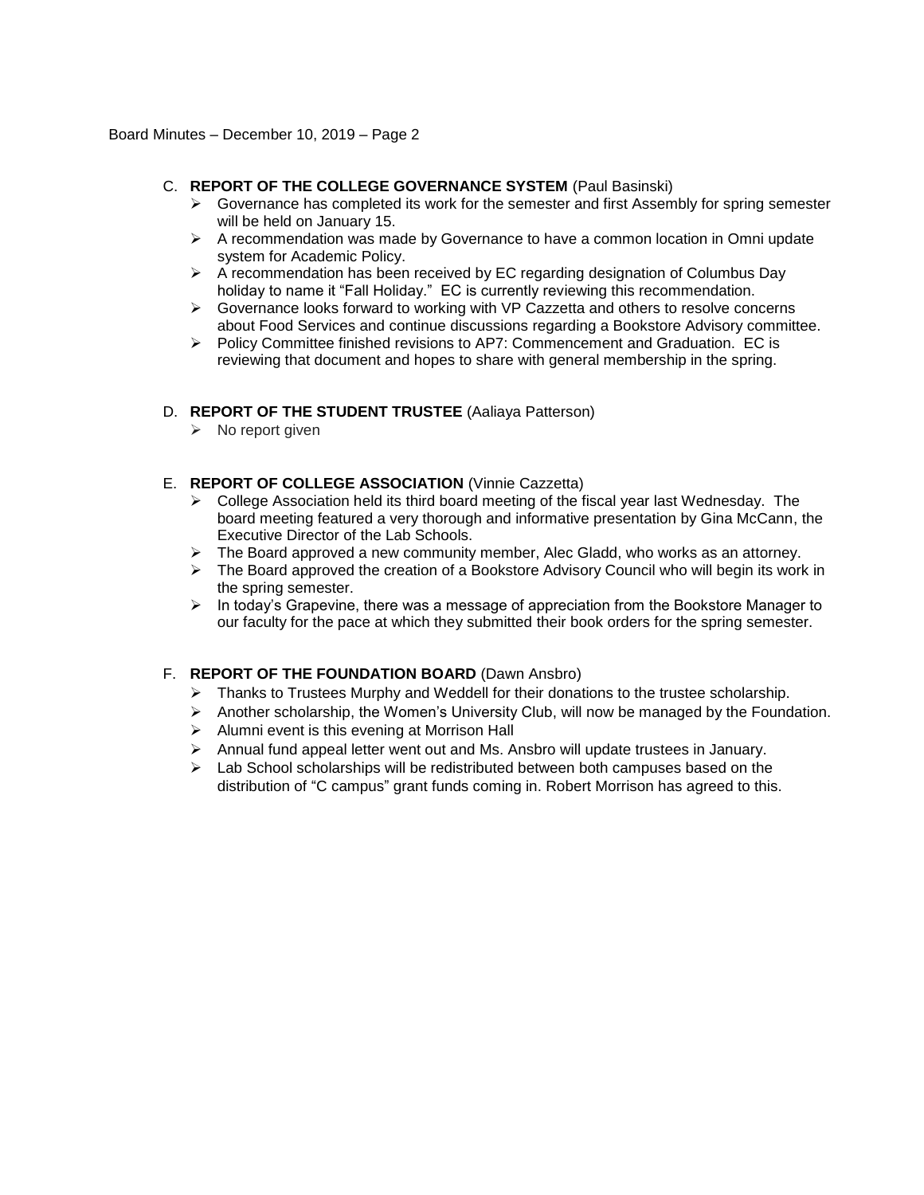C. **REPORT OF THE COLLEGE GOVERNANCE SYSTEM** (Paul Basinski)

- Governance has completed its work for the semester and first Assembly for spring semester will be held on January 15.
- A recommendation was made by Governance to have a common location in Omni update system for Academic Policy.
- A recommendation has been received by EC regarding designation of Columbus Day holiday to name it "Fall Holiday." EC is currently reviewing this recommendation.
- Governance looks forward to working with VP Cazzetta and others to resolve concerns about Food Services and continue discussions regarding a Bookstore Advisory committee.
- Policy Committee finished revisions to AP7: Commencement and Graduation. EC is reviewing that document and hopes to share with general membership in the spring.

D. **REPORT OF THE STUDENT TRUSTEE** (Aaliaya Patterson)

- No report given

E. **REPORT OF COLLEGE ASSOCIATION** (Vinnie Cazzetta)

- College Association held its third board meeting of the fiscal year last Wednesday. The board meeting featured a very thorough and informative presentation by Gina McCann, the Executive Director of the Lab Schools.
- The Board approved a new community member, Alec Gladd, who works as an attorney.
- The Board approved the creation of a Bookstore Advisory Council who will begin its work in the spring semester.
- In today's Grapevine, there was a message of appreciation from the Bookstore Manager to our faculty for the pace at which they submitted their book orders for the spring semester.

F. **REPORT OF THE FOUNDATION BOARD** (Dawn Ansbro)

- Thanks to Trustees Murphy and Weddell for their donations to the trustee scholarship.
- Another scholarship, the Women's University Club, will now be managed by the Foundation.
- Alumni event is this evening at Morrison Hall
- Annual fund appeal letter went out and Ms. Ansbro will update trustees in January.
- Lab School scholarships will be redistributed between both campuses based on the distribution of "C campus" grant funds coming in. Robert Morrison has agreed to this.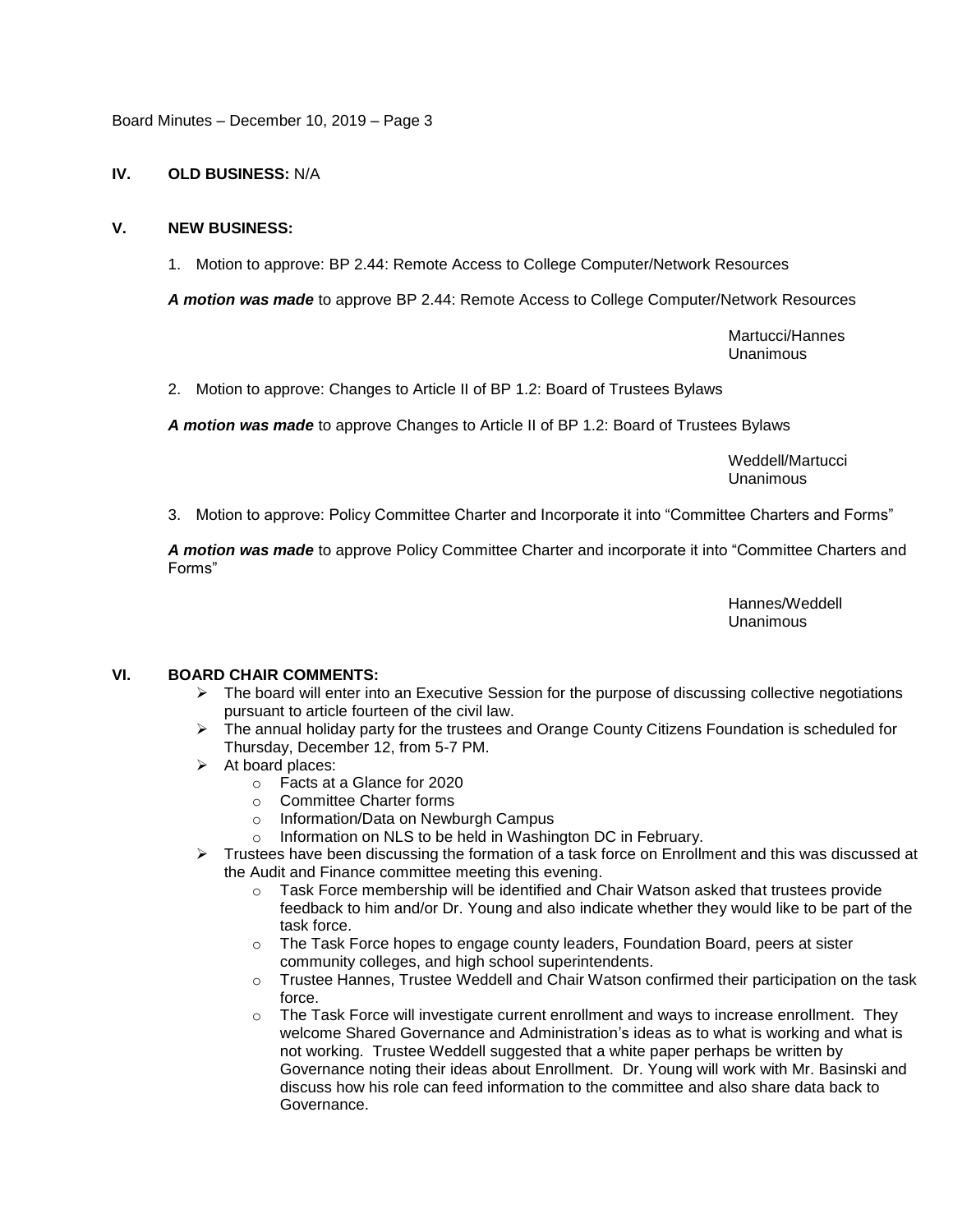## IV. OLD BUSINESS: N/A

## V. NEW BUSINESS:

1. Motion to approve: BP 2.44: Remote Access to College Computer/Network Resources

***A motion was made*** to approve BP 2.44: Remote Access to College Computer/Network Resources

Martucci/Hannes
Unanimous

2. Motion to approve: Changes to Article II of BP 1.2: Board of Trustees Bylaws

***A motion was made*** to approve Changes to Article II of BP 1.2: Board of Trustees Bylaws

Weddell/Martucci
Unanimous

3. Motion to approve: Policy Committee Charter and Incorporate it into "Committee Charters and Forms"

***A motion was made*** to approve Policy Committee Charter and incorporate it into "Committee Charters and Forms"

Hannes/Weddell
Unanimous

## VI. BOARD CHAIR COMMENTS:

- The board will enter into an Executive Session for the purpose of discussing collective negotiations pursuant to article fourteen of the civil law.
- The annual holiday party for the trustees and Orange County Citizens Foundation is scheduled for Thursday, December 12, from 5-7 PM.
- At board places:
  - Facts at a Glance for 2020
  - Committee Charter forms
  - Information/Data on Newburgh Campus
  - Information on NLS to be held in Washington DC in February.
- Trustees have been discussing the formation of a task force on Enrollment and this was discussed at the Audit and Finance committee meeting this evening.
  - Task Force membership will be identified and Chair Watson asked that trustees provide feedback to him and/or Dr. Young and also indicate whether they would like to be part of the task force.
  - The Task Force hopes to engage county leaders, Foundation Board, peers at sister community colleges, and high school superintendents.
  - Trustee Hannes, Trustee Weddell and Chair Watson confirmed their participation on the task force.
  - The Task Force will investigate current enrollment and ways to increase enrollment. They welcome Shared Governance and Administration's ideas as to what is working and what is not working. Trustee Weddell suggested that a white paper perhaps be written by Governance noting their ideas about Enrollment. Dr. Young will work with Mr. Basinski and discuss how his role can feed information to the committee and also share data back to Governance.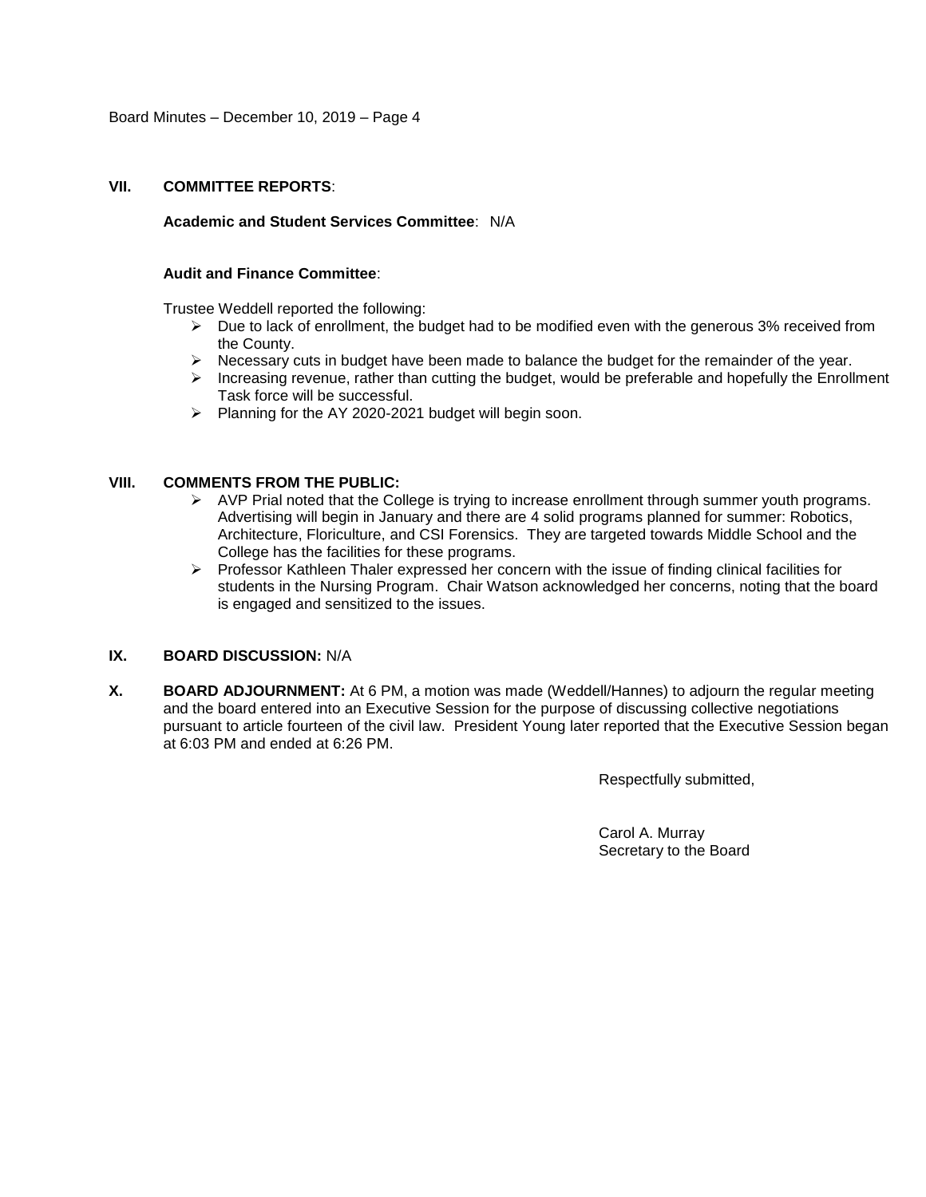**VII. COMMITTEE REPORTS**:

**Academic and Student Services Committee**: N/A

**Audit and Finance Committee**:

Trustee Weddell reported the following:

- Due to lack of enrollment, the budget had to be modified even with the generous 3% received from the County.
- Necessary cuts in budget have been made to balance the budget for the remainder of the year.
- Increasing revenue, rather than cutting the budget, would be preferable and hopefully the Enrollment Task force will be successful.
- Planning for the AY 2020-2021 budget will begin soon.

**VIII. COMMENTS FROM THE PUBLIC:**

- AVP Prial noted that the College is trying to increase enrollment through summer youth programs. Advertising will begin in January and there are 4 solid programs planned for summer: Robotics, Architecture, Floriculture, and CSI Forensics. They are targeted towards Middle School and the College has the facilities for these programs.
- Professor Kathleen Thaler expressed her concern with the issue of finding clinical facilities for students in the Nursing Program. Chair Watson acknowledged her concerns, noting that the board is engaged and sensitized to the issues.

**IX. BOARD DISCUSSION:** N/A

**X. BOARD ADJOURNMENT:** At 6 PM, a motion was made (Weddell/Hannes) to adjourn the regular meeting and the board entered into an Executive Session for the purpose of discussing collective negotiations pursuant to article fourteen of the civil law. President Young later reported that the Executive Session began at 6:03 PM and ended at 6:26 PM.

Respectfully submitted,

Carol A. Murray
Secretary to the Board